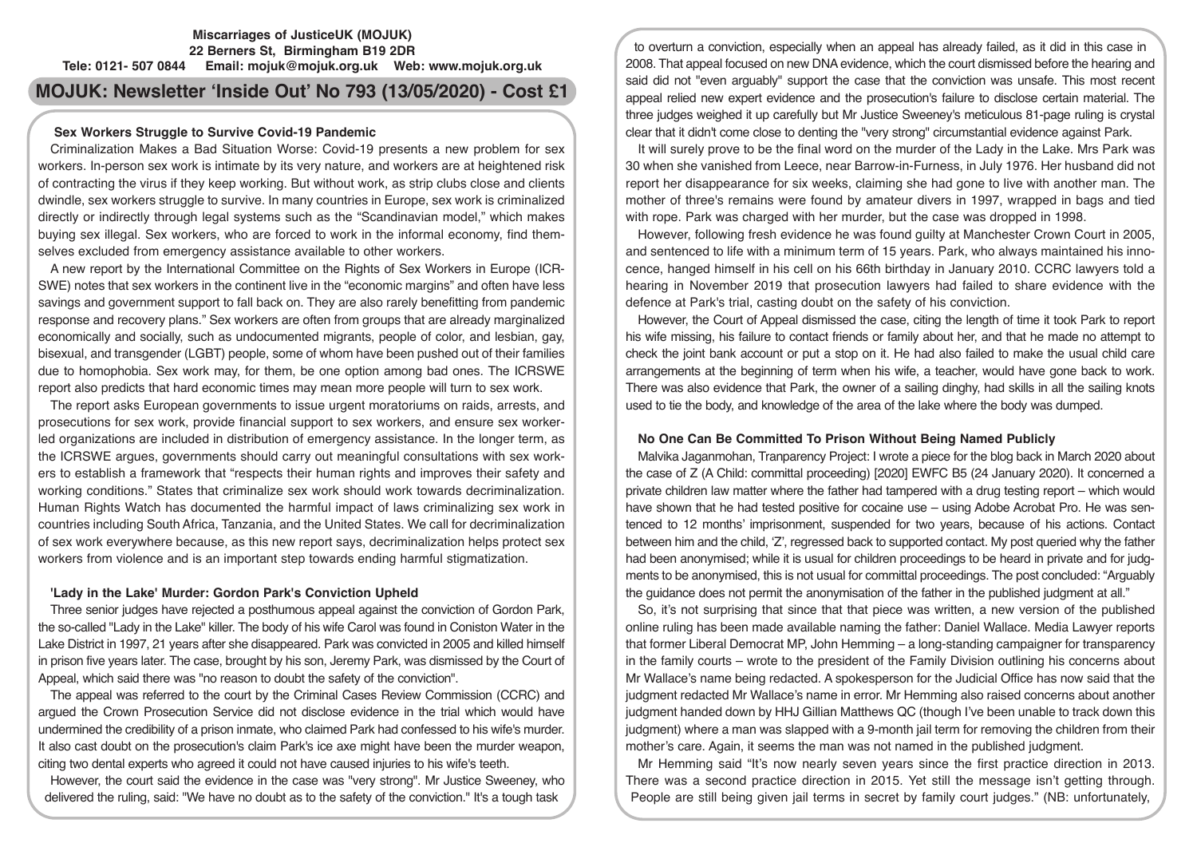**Miscarriages of JusticeUK (MOJUK)**
**22 Berners St, Birmingham B19 2DR**
**Tele: 0121- 507 0844 Email: mojuk@mojuk.org.uk Web: www.mojuk.org.uk**

# MOJUK: Newsletter 'Inside Out' No 793 (13/05/2020) - Cost £1

### Sex Workers Struggle to Survive Covid-19 Pandemic

Criminalization Makes a Bad Situation Worse: Covid-19 presents a new problem for sex workers. In-person sex work is intimate by its very nature, and workers are at heightened risk of contracting the virus if they keep working. But without work, as strip clubs close and clients dwindle, sex workers struggle to survive. In many countries in Europe, sex work is criminalized directly or indirectly through legal systems such as the "Scandinavian model," which makes buying sex illegal. Sex workers, who are forced to work in the informal economy, find themselves excluded from emergency assistance available to other workers.

A new report by the International Committee on the Rights of Sex Workers in Europe (ICRSWE) notes that sex workers in the continent live in the "economic margins" and often have less savings and government support to fall back on. They are also rarely benefitting from pandemic response and recovery plans." Sex workers are often from groups that are already marginalized economically and socially, such as undocumented migrants, people of color, and lesbian, gay, bisexual, and transgender (LGBT) people, some of whom have been pushed out of their families due to homophobia. Sex work may, for them, be one option among bad ones. The ICRSWE report also predicts that hard economic times may mean more people will turn to sex work.

The report asks European governments to issue urgent moratoriums on raids, arrests, and prosecutions for sex work, provide financial support to sex workers, and ensure sex worker-led organizations are included in distribution of emergency assistance. In the longer term, as the ICRSWE argues, governments should carry out meaningful consultations with sex workers to establish a framework that "respects their human rights and improves their safety and working conditions." States that criminalize sex work should work towards decriminalization. Human Rights Watch has documented the harmful impact of laws criminalizing sex work in countries including South Africa, Tanzania, and the United States. We call for decriminalization of sex work everywhere because, as this new report says, decriminalization helps protect sex workers from violence and is an important step towards ending harmful stigmatization.

### 'Lady in the Lake' Murder: Gordon Park's Conviction Upheld

Three senior judges have rejected a posthumous appeal against the conviction of Gordon Park, the so-called "Lady in the Lake" killer. The body of his wife Carol was found in Coniston Water in the Lake District in 1997, 21 years after she disappeared. Park was convicted in 2005 and killed himself in prison five years later. The case, brought by his son, Jeremy Park, was dismissed by the Court of Appeal, which said there was "no reason to doubt the safety of the conviction".

The appeal was referred to the court by the Criminal Cases Review Commission (CCRC) and argued the Crown Prosecution Service did not disclose evidence in the trial which would have undermined the credibility of a prison inmate, who claimed Park had confessed to his wife's murder. It also cast doubt on the prosecution's claim Park's ice axe might have been the murder weapon, citing two dental experts who agreed it could not have caused injuries to his wife's teeth.

However, the court said the evidence in the case was "very strong". Mr Justice Sweeney, who delivered the ruling, said: "We have no doubt as to the safety of the conviction." It's a tough task to overturn a conviction, especially when an appeal has already failed, as it did in this case in 2008. That appeal focused on new DNA evidence, which the court dismissed before the hearing and said did not "even arguably" support the case that the conviction was unsafe. This most recent appeal relied new expert evidence and the prosecution's failure to disclose certain material. The three judges weighed it up carefully but Mr Justice Sweeney's meticulous 81-page ruling is crystal clear that it didn't come close to denting the "very strong" circumstantial evidence against Park.

It will surely prove to be the final word on the murder of the Lady in the Lake. Mrs Park was 30 when she vanished from Leece, near Barrow-in-Furness, in July 1976. Her husband did not report her disappearance for six weeks, claiming she had gone to live with another man. The mother of three's remains were found by amateur divers in 1997, wrapped in bags and tied with rope. Park was charged with her murder, but the case was dropped in 1998.

However, following fresh evidence he was found guilty at Manchester Crown Court in 2005, and sentenced to life with a minimum term of 15 years. Park, who always maintained his innocence, hanged himself in his cell on his 66th birthday in January 2010. CCRC lawyers told a hearing in November 2019 that prosecution lawyers had failed to share evidence with the defence at Park's trial, casting doubt on the safety of his conviction.

However, the Court of Appeal dismissed the case, citing the length of time it took Park to report his wife missing, his failure to contact friends or family about her, and that he made no attempt to check the joint bank account or put a stop on it. He had also failed to make the usual child care arrangements at the beginning of term when his wife, a teacher, would have gone back to work. There was also evidence that Park, the owner of a sailing dinghy, had skills in all the sailing knots used to tie the body, and knowledge of the area of the lake where the body was dumped.

### No One Can Be Committed To Prison Without Being Named Publicly

Malvika Jaganmohan, Tranparency Project: I wrote a piece for the blog back in March 2020 about the case of Z (A Child: committal proceeding) [2020] EWFC B5 (24 January 2020). It concerned a private children law matter where the father had tampered with a drug testing report – which would have shown that he had tested positive for cocaine use – using Adobe Acrobat Pro. He was sentenced to 12 months' imprisonment, suspended for two years, because of his actions. Contact between him and the child, 'Z', regressed back to supported contact. My post queried why the father had been anonymised; while it is usual for children proceedings to be heard in private and for judgments to be anonymised, this is not usual for committal proceedings. The post concluded: "Arguably the guidance does not permit the anonymisation of the father in the published judgment at all."

So, it's not surprising that since that that piece was written, a new version of the published online ruling has been made available naming the father: Daniel Wallace. Media Lawyer reports that former Liberal Democrat MP, John Hemming – a long-standing campaigner for transparency in the family courts – wrote to the president of the Family Division outlining his concerns about Mr Wallace's name being redacted. A spokesperson for the Judicial Office has now said that the judgment redacted Mr Wallace's name in error. Mr Hemming also raised concerns about another judgment handed down by HHJ Gillian Matthews QC (though I've been unable to track down this judgment) where a man was slapped with a 9-month jail term for removing the children from their mother's care. Again, it seems the man was not named in the published judgment.

Mr Hemming said "It's now nearly seven years since the first practice direction in 2013. There was a second practice direction in 2015. Yet still the message isn't getting through. People are still being given jail terms in secret by family court judges." (NB: unfortunately,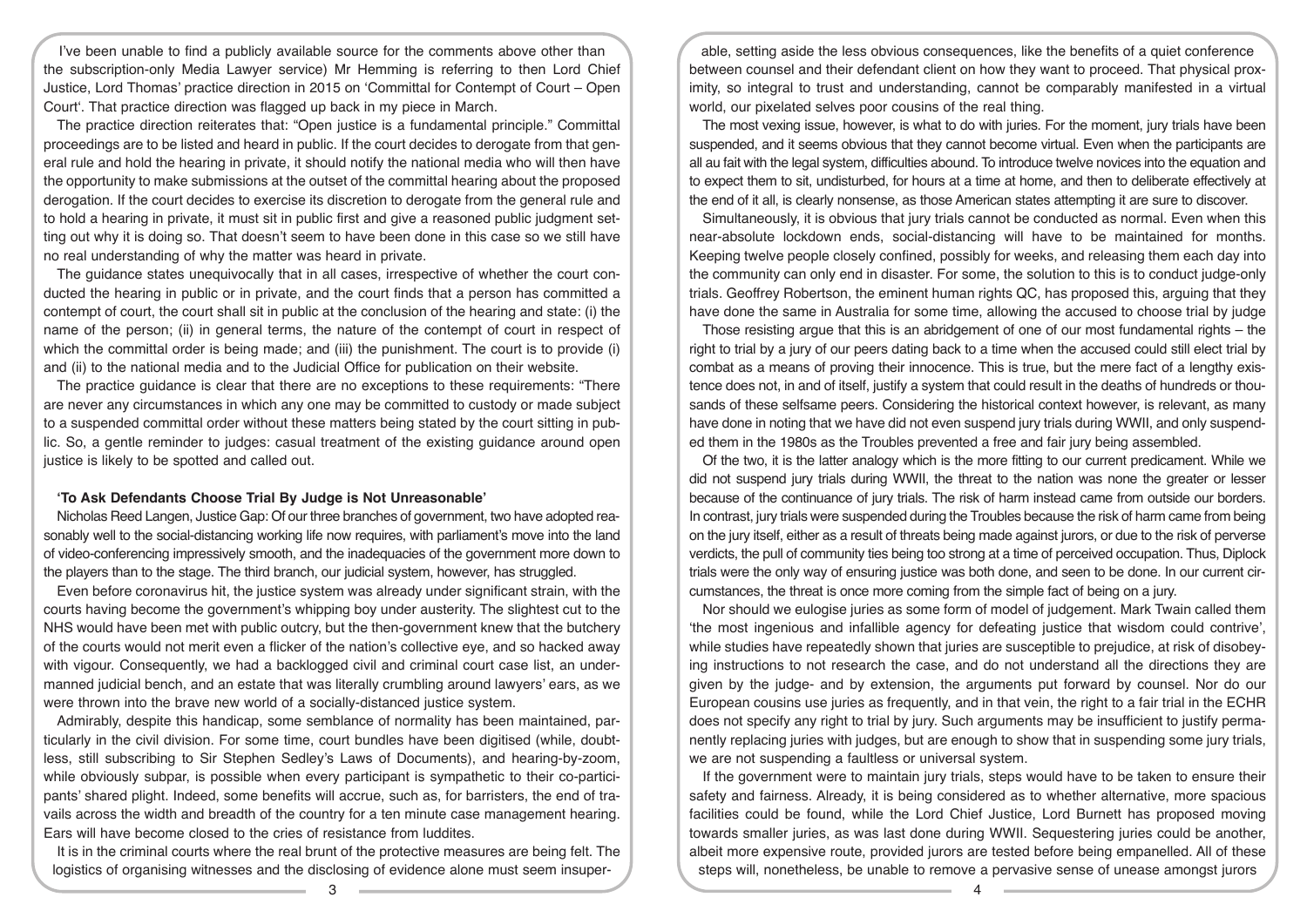I've been unable to find a publicly available source for the comments above other than the subscription-only Media Lawyer service) Mr Hemming is referring to then Lord Chief Justice, Lord Thomas' practice direction in 2015 on 'Committal for Contempt of Court – Open Court'. That practice direction was flagged up back in my piece in March.

The practice direction reiterates that: "Open justice is a fundamental principle." Committal proceedings are to be listed and heard in public. If the court decides to derogate from that general rule and hold the hearing in private, it should notify the national media who will then have the opportunity to make submissions at the outset of the committal hearing about the proposed derogation. If the court decides to exercise its discretion to derogate from the general rule and to hold a hearing in private, it must sit in public first and give a reasoned public judgment setting out why it is doing so. That doesn't seem to have been done in this case so we still have no real understanding of why the matter was heard in private.

The guidance states unequivocally that in all cases, irrespective of whether the court conducted the hearing in public or in private, and the court finds that a person has committed a contempt of court, the court shall sit in public at the conclusion of the hearing and state: (i) the name of the person; (ii) in general terms, the nature of the contempt of court in respect of which the committal order is being made; and (iii) the punishment. The court is to provide (i) and (ii) to the national media and to the Judicial Office for publication on their website.

The practice guidance is clear that there are no exceptions to these requirements: "There are never any circumstances in which any one may be committed to custody or made subject to a suspended committal order without these matters being stated by the court sitting in public. So, a gentle reminder to judges: casual treatment of the existing guidance around open justice is likely to be spotted and called out.

## 'To Ask Defendants Choose Trial By Judge is Not Unreasonable'

Nicholas Reed Langen, Justice Gap: Of our three branches of government, two have adopted reasonably well to the social-distancing working life now requires, with parliament's move into the land of video-conferencing impressively smooth, and the inadequacies of the government more down to the players than to the stage. The third branch, our judicial system, however, has struggled.

Even before coronavirus hit, the justice system was already under significant strain, with the courts having become the government's whipping boy under austerity. The slightest cut to the NHS would have been met with public outcry, but the then-government knew that the butchery of the courts would not merit even a flicker of the nation's collective eye, and so hacked away with vigour. Consequently, we had a backlogged civil and criminal court case list, an undermanned judicial bench, and an estate that was literally crumbling around lawyers' ears, as we were thrown into the brave new world of a socially-distanced justice system.

Admirably, despite this handicap, some semblance of normality has been maintained, particularly in the civil division. For some time, court bundles have been digitised (while, doubtless, still subscribing to Sir Stephen Sedley's Laws of Documents), and hearing-by-zoom, while obviously subpar, is possible when every participant is sympathetic to their co-participants' shared plight. Indeed, some benefits will accrue, such as, for barristers, the end of travails across the width and breadth of the country for a ten minute case management hearing. Ears will have become closed to the cries of resistance from luddites.

It is in the criminal courts where the real brunt of the protective measures are being felt. The logistics of organising witnesses and the disclosing of evidence alone must seem insuperable, setting aside the less obvious consequences, like the benefits of a quiet conference between counsel and their defendant client on how they want to proceed. That physical proximity, so integral to trust and understanding, cannot be comparably manifested in a virtual world, our pixelated selves poor cousins of the real thing.

The most vexing issue, however, is what to do with juries. For the moment, jury trials have been suspended, and it seems obvious that they cannot become virtual. Even when the participants are all au fait with the legal system, difficulties abound. To introduce twelve novices into the equation and to expect them to sit, undisturbed, for hours at a time at home, and then to deliberate effectively at the end of it all, is clearly nonsense, as those American states attempting it are sure to discover.

Simultaneously, it is obvious that jury trials cannot be conducted as normal. Even when this near-absolute lockdown ends, social-distancing will have to be maintained for months. Keeping twelve people closely confined, possibly for weeks, and releasing them each day into the community can only end in disaster. For some, the solution to this is to conduct judge-only trials. Geoffrey Robertson, the eminent human rights QC, has proposed this, arguing that they have done the same in Australia for some time, allowing the accused to choose trial by judge

Those resisting argue that this is an abridgement of one of our most fundamental rights – the right to trial by a jury of our peers dating back to a time when the accused could still elect trial by combat as a means of proving their innocence. This is true, but the mere fact of a lengthy existence does not, in and of itself, justify a system that could result in the deaths of hundreds or thousands of these selfsame peers. Considering the historical context however, is relevant, as many have done in noting that we have did not even suspend jury trials during WWII, and only suspended them in the 1980s as the Troubles prevented a free and fair jury being assembled.

Of the two, it is the latter analogy which is the more fitting to our current predicament. While we did not suspend jury trials during WWII, the threat to the nation was none the greater or lesser because of the continuance of jury trials. The risk of harm instead came from outside our borders. In contrast, jury trials were suspended during the Troubles because the risk of harm came from being on the jury itself, either as a result of threats being made against jurors, or due to the risk of perverse verdicts, the pull of community ties being too strong at a time of perceived occupation. Thus, Diplock trials were the only way of ensuring justice was both done, and seen to be done. In our current circumstances, the threat is once more coming from the simple fact of being on a jury.

Nor should we eulogise juries as some form of model of judgement. Mark Twain called them 'the most ingenious and infallible agency for defeating justice that wisdom could contrive', while studies have repeatedly shown that juries are susceptible to prejudice, at risk of disobeying instructions to not research the case, and do not understand all the directions they are given by the judge- and by extension, the arguments put forward by counsel. Nor do our European cousins use juries as frequently, and in that vein, the right to a fair trial in the ECHR does not specify any right to trial by jury. Such arguments may be insufficient to justify permanently replacing juries with judges, but are enough to show that in suspending some jury trials, we are not suspending a faultless or universal system.

If the government were to maintain jury trials, steps would have to be taken to ensure their safety and fairness. Already, it is being considered as to whether alternative, more spacious facilities could be found, while the Lord Chief Justice, Lord Burnett has proposed moving towards smaller juries, as was last done during WWII. Sequestering juries could be another, albeit more expensive route, provided jurors are tested before being empanelled. All of these steps will, nonetheless, be unable to remove a pervasive sense of unease amongst jurors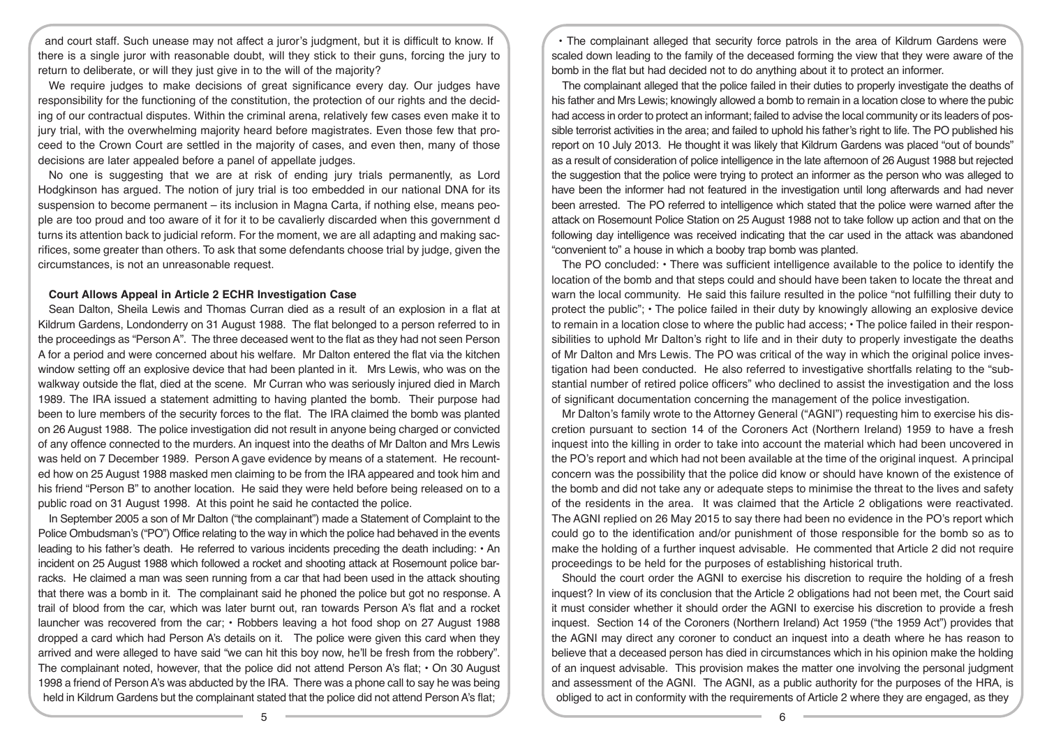and court staff. Such unease may not affect a juror's judgment, but it is difficult to know. If there is a single juror with reasonable doubt, will they stick to their guns, forcing the jury to return to deliberate, or will they just give in to the will of the majority?

We require judges to make decisions of great significance every day. Our judges have responsibility for the functioning of the constitution, the protection of our rights and the deciding of our contractual disputes. Within the criminal arena, relatively few cases even make it to jury trial, with the overwhelming majority heard before magistrates. Even those few that proceed to the Crown Court are settled in the majority of cases, and even then, many of those decisions are later appealed before a panel of appellate judges.

No one is suggesting that we are at risk of ending jury trials permanently, as Lord Hodgkinson has argued. The notion of jury trial is too embedded in our national DNA for its suspension to become permanent – its inclusion in Magna Carta, if nothing else, means people are too proud and too aware of it for it to be cavalierly discarded when this government d turns its attention back to judicial reform. For the moment, we are all adapting and making sacrifices, some greater than others. To ask that some defendants choose trial by judge, given the circumstances, is not an unreasonable request.

**Court Allows Appeal in Article 2 ECHR Investigation Case**

Sean Dalton, Sheila Lewis and Thomas Curran died as a result of an explosion in a flat at Kildrum Gardens, Londonderry on 31 August 1988. The flat belonged to a person referred to in the proceedings as "Person A". The three deceased went to the flat as they had not seen Person A for a period and were concerned about his welfare. Mr Dalton entered the flat via the kitchen window setting off an explosive device that had been planted in it. Mrs Lewis, who was on the walkway outside the flat, died at the scene. Mr Curran who was seriously injured died in March 1989. The IRA issued a statement admitting to having planted the bomb. Their purpose had been to lure members of the security forces to the flat. The IRA claimed the bomb was planted on 26 August 1988. The police investigation did not result in anyone being charged or convicted of any offence connected to the murders. An inquest into the deaths of Mr Dalton and Mrs Lewis was held on 7 December 1989. Person A gave evidence by means of a statement. He recounted how on 25 August 1988 masked men claiming to be from the IRA appeared and took him and his friend "Person B" to another location. He said they were held before being released on to a public road on 31 August 1998. At this point he said he contacted the police.

In September 2005 a son of Mr Dalton ("the complainant") made a Statement of Complaint to the Police Ombudsman's ("PO") Office relating to the way in which the police had behaved in the events leading to his father's death. He referred to various incidents preceding the death including: • An incident on 25 August 1988 which followed a rocket and shooting attack at Rosemount police barracks. He claimed a man was seen running from a car that had been used in the attack shouting that there was a bomb in it. The complainant said he phoned the police but got no response. A trail of blood from the car, which was later burnt out, ran towards Person A's flat and a rocket launcher was recovered from the car; • Robbers leaving a hot food shop on 27 August 1988 dropped a card which had Person A's details on it. The police were given this card when they arrived and were alleged to have said "we can hit this boy now, he'll be fresh from the robbery". The complainant noted, however, that the police did not attend Person A's flat; • On 30 August 1998 a friend of Person A's was abducted by the IRA. There was a phone call to say he was being held in Kildrum Gardens but the complainant stated that the police did not attend Person A's flat; • The complainant alleged that security force patrols in the area of Kildrum Gardens were scaled down leading to the family of the deceased forming the view that they were aware of the bomb in the flat but had decided not to do anything about it to protect an informer.

The complainant alleged that the police failed in their duties to properly investigate the deaths of his father and Mrs Lewis; knowingly allowed a bomb to remain in a location close to where the pubic had access in order to protect an informant; failed to advise the local community or its leaders of possible terrorist activities in the area; and failed to uphold his father's right to life. The PO published his report on 10 July 2013. He thought it was likely that Kildrum Gardens was placed "out of bounds" as a result of consideration of police intelligence in the late afternoon of 26 August 1988 but rejected the suggestion that the police were trying to protect an informer as the person who was alleged to have been the informer had not featured in the investigation until long afterwards and had never been arrested. The PO referred to intelligence which stated that the police were warned after the attack on Rosemount Police Station on 25 August 1988 not to take follow up action and that on the following day intelligence was received indicating that the car used in the attack was abandoned "convenient to" a house in which a booby trap bomb was planted.

The PO concluded: • There was sufficient intelligence available to the police to identify the location of the bomb and that steps could and should have been taken to locate the threat and warn the local community. He said this failure resulted in the police "not fulfilling their duty to protect the public"; • The police failed in their duty by knowingly allowing an explosive device to remain in a location close to where the public had access; • The police failed in their responsibilities to uphold Mr Dalton's right to life and in their duty to properly investigate the deaths of Mr Dalton and Mrs Lewis. The PO was critical of the way in which the original police investigation had been conducted. He also referred to investigative shortfalls relating to the "substantial number of retired police officers" who declined to assist the investigation and the loss of significant documentation concerning the management of the police investigation.

Mr Dalton's family wrote to the Attorney General ("AGNI") requesting him to exercise his discretion pursuant to section 14 of the Coroners Act (Northern Ireland) 1959 to have a fresh inquest into the killing in order to take into account the material which had been uncovered in the PO's report and which had not been available at the time of the original inquest. A principal concern was the possibility that the police did know or should have known of the existence of the bomb and did not take any or adequate steps to minimise the threat to the lives and safety of the residents in the area. It was claimed that the Article 2 obligations were reactivated. The AGNI replied on 26 May 2015 to say there had been no evidence in the PO's report which could go to the identification and/or punishment of those responsible for the bomb so as to make the holding of a further inquest advisable. He commented that Article 2 did not require proceedings to be held for the purposes of establishing historical truth.

Should the court order the AGNI to exercise his discretion to require the holding of a fresh inquest? In view of its conclusion that the Article 2 obligations had not been met, the Court said it must consider whether it should order the AGNI to exercise his discretion to provide a fresh inquest. Section 14 of the Coroners (Northern Ireland) Act 1959 ("the 1959 Act") provides that the AGNI may direct any coroner to conduct an inquest into a death where he has reason to believe that a deceased person has died in circumstances which in his opinion make the holding of an inquest advisable. This provision makes the matter one involving the personal judgment and assessment of the AGNI. The AGNI, as a public authority for the purposes of the HRA, is obliged to act in conformity with the requirements of Article 2 where they are engaged, as they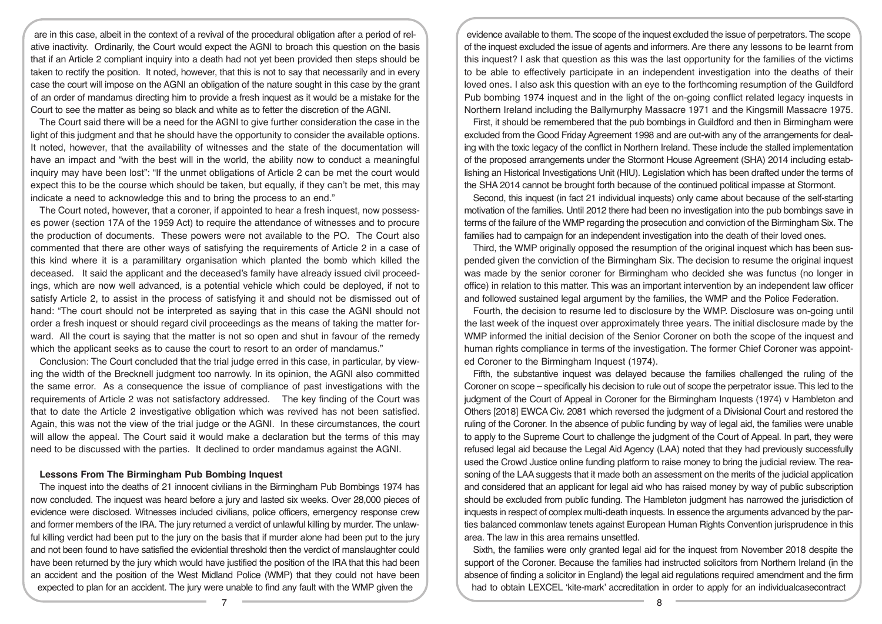are in this case, albeit in the context of a revival of the procedural obligation after a period of relative inactivity. Ordinarily, the Court would expect the AGNI to broach this question on the basis that if an Article 2 compliant inquiry into a death had not yet been provided then steps should be taken to rectify the position. It noted, however, that this is not to say that necessarily and in every case the court will impose on the AGNI an obligation of the nature sought in this case by the grant of an order of mandamus directing him to provide a fresh inquest as it would be a mistake for the Court to see the matter as being so black and white as to fetter the discretion of the AGNI.

The Court said there will be a need for the AGNI to give further consideration the case in the light of this judgment and that he should have the opportunity to consider the available options. It noted, however, that the availability of witnesses and the state of the documentation will have an impact and "with the best will in the world, the ability now to conduct a meaningful inquiry may have been lost": "If the unmet obligations of Article 2 can be met the court would expect this to be the course which should be taken, but equally, if they can't be met, this may indicate a need to acknowledge this and to bring the process to an end."

The Court noted, however, that a coroner, if appointed to hear a fresh inquest, now possesses power (section 17A of the 1959 Act) to require the attendance of witnesses and to procure the production of documents. These powers were not available to the PO. The Court also commented that there are other ways of satisfying the requirements of Article 2 in a case of this kind where it is a paramilitary organisation which planted the bomb which killed the deceased. It said the applicant and the deceased's family have already issued civil proceedings, which are now well advanced, is a potential vehicle which could be deployed, if not to satisfy Article 2, to assist in the process of satisfying it and should not be dismissed out of hand: "The court should not be interpreted as saying that in this case the AGNI should not order a fresh inquest or should regard civil proceedings as the means of taking the matter forward. All the court is saying that the matter is not so open and shut in favour of the remedy which the applicant seeks as to cause the court to resort to an order of mandamus."

Conclusion: The Court concluded that the trial judge erred in this case, in particular, by viewing the width of the Brecknell judgment too narrowly. In its opinion, the AGNI also committed the same error. As a consequence the issue of compliance of past investigations with the requirements of Article 2 was not satisfactory addressed. The key finding of the Court was that to date the Article 2 investigative obligation which was revived has not been satisfied. Again, this was not the view of the trial judge or the AGNI. In these circumstances, the court will allow the appeal. The Court said it would make a declaration but the terms of this may need to be discussed with the parties. It declined to order mandamus against the AGNI.

## Lessons From The Birmingham Pub Bombing Inquest

The inquest into the deaths of 21 innocent civilians in the Birmingham Pub Bombings 1974 has now concluded. The inquest was heard before a jury and lasted six weeks. Over 28,000 pieces of evidence were disclosed. Witnesses included civilians, police officers, emergency response crew and former members of the IRA. The jury returned a verdict of unlawful killing by murder. The unlawful killing verdict had been put to the jury on the basis that if murder alone had been put to the jury and not been found to have satisfied the evidential threshold then the verdict of manslaughter could have been returned by the jury which would have justified the position of the IRA that this had been an accident and the position of the West Midland Police (WMP) that they could not have been expected to plan for an accident. The jury were unable to find any fault with the WMP given the evidence available to them. The scope of the inquest excluded the issue of perpetrators. The scope of the inquest excluded the issue of agents and informers. Are there any lessons to be learnt from this inquest? I ask that question as this was the last opportunity for the families of the victims to be able to effectively participate in an independent investigation into the deaths of their loved ones. I also ask this question with an eye to the forthcoming resumption of the Guildford Pub bombing 1974 inquest and in the light of the on-going conflict related legacy inquests in Northern Ireland including the Ballymurphy Massacre 1971 and the Kingsmill Massacre 1975.

First, it should be remembered that the pub bombings in Guildford and then in Birmingham were excluded from the Good Friday Agreement 1998 and are out-with any of the arrangements for dealing with the toxic legacy of the conflict in Northern Ireland. These include the stalled implementation of the proposed arrangements under the Stormont House Agreement (SHA) 2014 including establishing an Historical Investigations Unit (HIU). Legislation which has been drafted under the terms of the SHA 2014 cannot be brought forth because of the continued political impasse at Stormont.

Second, this inquest (in fact 21 individual inquests) only came about because of the self-starting motivation of the families. Until 2012 there had been no investigation into the pub bombings save in terms of the failure of the WMP regarding the prosecution and conviction of the Birmingham Six. The families had to campaign for an independent investigation into the death of their loved ones.

Third, the WMP originally opposed the resumption of the original inquest which has been suspended given the conviction of the Birmingham Six. The decision to resume the original inquest was made by the senior coroner for Birmingham who decided she was functus (no longer in office) in relation to this matter. This was an important intervention by an independent law officer and followed sustained legal argument by the families, the WMP and the Police Federation.

Fourth, the decision to resume led to disclosure by the WMP. Disclosure was on-going until the last week of the inquest over approximately three years. The initial disclosure made by the WMP informed the initial decision of the Senior Coroner on both the scope of the inquest and human rights compliance in terms of the investigation. The former Chief Coroner was appointed Coroner to the Birmingham Inquest (1974).

Fifth, the substantive inquest was delayed because the families challenged the ruling of the Coroner on scope – specifically his decision to rule out of scope the perpetrator issue. This led to the judgment of the Court of Appeal in Coroner for the Birmingham Inquests (1974) v Hambleton and Others [2018] EWCA Civ. 2081 which reversed the judgment of a Divisional Court and restored the ruling of the Coroner. In the absence of public funding by way of legal aid, the families were unable to apply to the Supreme Court to challenge the judgment of the Court of Appeal. In part, they were refused legal aid because the Legal Aid Agency (LAA) noted that they had previously successfully used the Crowd Justice online funding platform to raise money to bring the judicial review. The reasoning of the LAA suggests that it made both an assessment on the merits of the judicial application and considered that an applicant for legal aid who has raised money by way of public subscription should be excluded from public funding. The Hambleton judgment has narrowed the jurisdiction of inquests in respect of complex multi-death inquests. In essence the arguments advanced by the parties balanced commonlaw tenets against European Human Rights Convention jurisprudence in this area. The law in this area remains unsettled.

Sixth, the families were only granted legal aid for the inquest from November 2018 despite the support of the Coroner. Because the families had instructed solicitors from Northern Ireland (in the absence of finding a solicitor in England) the legal aid regulations required amendment and the firm had to obtain LEXCEL 'kite-mark' accreditation in order to apply for an individualcasecontract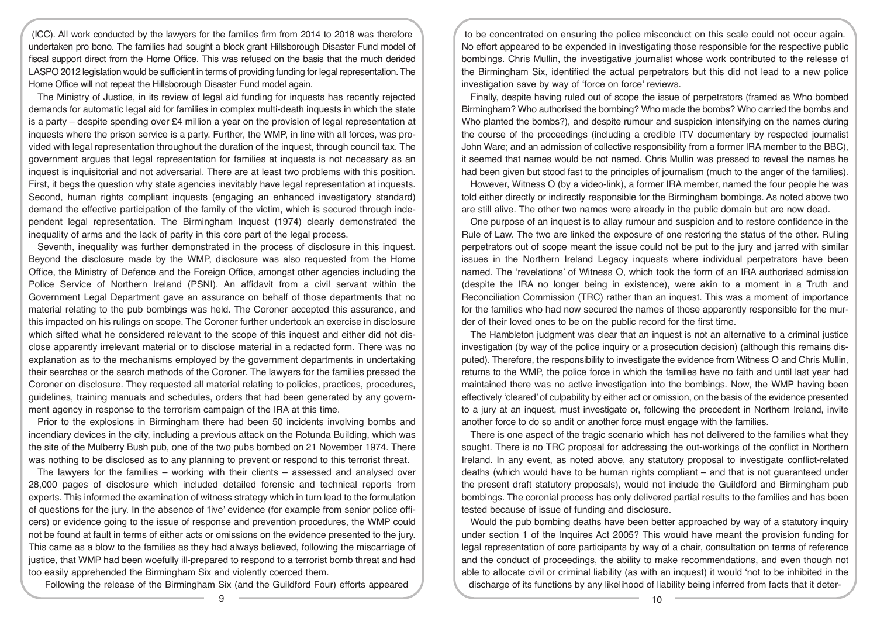(ICC). All work conducted by the lawyers for the families firm from 2014 to 2018 was therefore undertaken pro bono. The families had sought a block grant Hillsborough Disaster Fund model of fiscal support direct from the Home Office. This was refused on the basis that the much derided LASPO 2012 legislation would be sufficient in terms of providing funding for legal representation. The Home Office will not repeat the Hillsborough Disaster Fund model again.

The Ministry of Justice, in its review of legal aid funding for inquests has recently rejected demands for automatic legal aid for families in complex multi-death inquests in which the state is a party – despite spending over £4 million a year on the provision of legal representation at inquests where the prison service is a party. Further, the WMP, in line with all forces, was provided with legal representation throughout the duration of the inquest, through council tax. The government argues that legal representation for families at inquests is not necessary as an inquest is inquisitorial and not adversarial. There are at least two problems with this position. First, it begs the question why state agencies inevitably have legal representation at inquests. Second, human rights compliant inquests (engaging an enhanced investigatory standard) demand the effective participation of the family of the victim, which is secured through independent legal representation. The Birmingham Inquest (1974) clearly demonstrated the inequality of arms and the lack of parity in this core part of the legal process.

Seventh, inequality was further demonstrated in the process of disclosure in this inquest. Beyond the disclosure made by the WMP, disclosure was also requested from the Home Office, the Ministry of Defence and the Foreign Office, amongst other agencies including the Police Service of Northern Ireland (PSNI). An affidavit from a civil servant within the Government Legal Department gave an assurance on behalf of those departments that no material relating to the pub bombings was held. The Coroner accepted this assurance, and this impacted on his rulings on scope. The Coroner further undertook an exercise in disclosure which sifted what he considered relevant to the scope of this inquest and either did not disclose apparently irrelevant material or to disclose material in a redacted form. There was no explanation as to the mechanisms employed by the government departments in undertaking their searches or the search methods of the Coroner. The lawyers for the families pressed the Coroner on disclosure. They requested all material relating to policies, practices, procedures, guidelines, training manuals and schedules, orders that had been generated by any government agency in response to the terrorism campaign of the IRA at this time.

Prior to the explosions in Birmingham there had been 50 incidents involving bombs and incendiary devices in the city, including a previous attack on the Rotunda Building, which was the site of the Mulberry Bush pub, one of the two pubs bombed on 21 November 1974. There was nothing to be disclosed as to any planning to prevent or respond to this terrorist threat.

The lawyers for the families – working with their clients – assessed and analysed over 28,000 pages of disclosure which included detailed forensic and technical reports from experts. This informed the examination of witness strategy which in turn lead to the formulation of questions for the jury. In the absence of 'live' evidence (for example from senior police officers) or evidence going to the issue of response and prevention procedures, the WMP could not be found at fault in terms of either acts or omissions on the evidence presented to the jury. This came as a blow to the families as they had always believed, following the miscarriage of justice, that WMP had been woefully ill-prepared to respond to a terrorist bomb threat and had too easily apprehended the Birmingham Six and violently coerced them.

Following the release of the Birmingham Six (and the Guildford Four) efforts appeared to be concentrated on ensuring the police misconduct on this scale could not occur again. No effort appeared to be expended in investigating those responsible for the respective public bombings. Chris Mullin, the investigative journalist whose work contributed to the release of the Birmingham Six, identified the actual perpetrators but this did not lead to a new police investigation save by way of 'force on force' reviews.

Finally, despite having ruled out of scope the issue of perpetrators (framed as Who bombed Birmingham? Who authorised the bombing? Who made the bombs? Who carried the bombs and Who planted the bombs?), and despite rumour and suspicion intensifying on the names during the course of the proceedings (including a credible ITV documentary by respected journalist John Ware; and an admission of collective responsibility from a former IRA member to the BBC), it seemed that names would be not named. Chris Mullin was pressed to reveal the names he had been given but stood fast to the principles of journalism (much to the anger of the families).

However, Witness O (by a video-link), a former IRA member, named the four people he was told either directly or indirectly responsible for the Birmingham bombings. As noted above two are still alive. The other two names were already in the public domain but are now dead.

One purpose of an inquest is to allay rumour and suspicion and to restore confidence in the Rule of Law. The two are linked the exposure of one restoring the status of the other. Ruling perpetrators out of scope meant the issue could not be put to the jury and jarred with similar issues in the Northern Ireland Legacy inquests where individual perpetrators have been named. The 'revelations' of Witness O, which took the form of an IRA authorised admission (despite the IRA no longer being in existence), were akin to a moment in a Truth and Reconciliation Commission (TRC) rather than an inquest. This was a moment of importance for the families who had now secured the names of those apparently responsible for the murder of their loved ones to be on the public record for the first time.

The Hambleton judgment was clear that an inquest is not an alternative to a criminal justice investigation (by way of the police inquiry or a prosecution decision) (although this remains disputed). Therefore, the responsibility to investigate the evidence from Witness O and Chris Mullin, returns to the WMP, the police force in which the families have no faith and until last year had maintained there was no active investigation into the bombings. Now, the WMP having been effectively 'cleared' of culpability by either act or omission, on the basis of the evidence presented to a jury at an inquest, must investigate or, following the precedent in Northern Ireland, invite another force to do so andit or another force must engage with the families.

There is one aspect of the tragic scenario which has not delivered to the families what they sought. There is no TRC proposal for addressing the out-workings of the conflict in Northern Ireland. In any event, as noted above, any statutory proposal to investigate conflict-related deaths (which would have to be human rights compliant – and that is not guaranteed under the present draft statutory proposals), would not include the Guildford and Birmingham pub bombings. The coronial process has only delivered partial results to the families and has been tested because of issue of funding and disclosure.

Would the pub bombing deaths have been better approached by way of a statutory inquiry under section 1 of the Inquires Act 2005? This would have meant the provision funding for legal representation of core participants by way of a chair, consultation on terms of reference and the conduct of proceedings, the ability to make recommendations, and even though not able to allocate civil or criminal liability (as with an inquest) it would 'not to be inhibited in the discharge of its functions by any likelihood of liability being inferred from facts that it deter-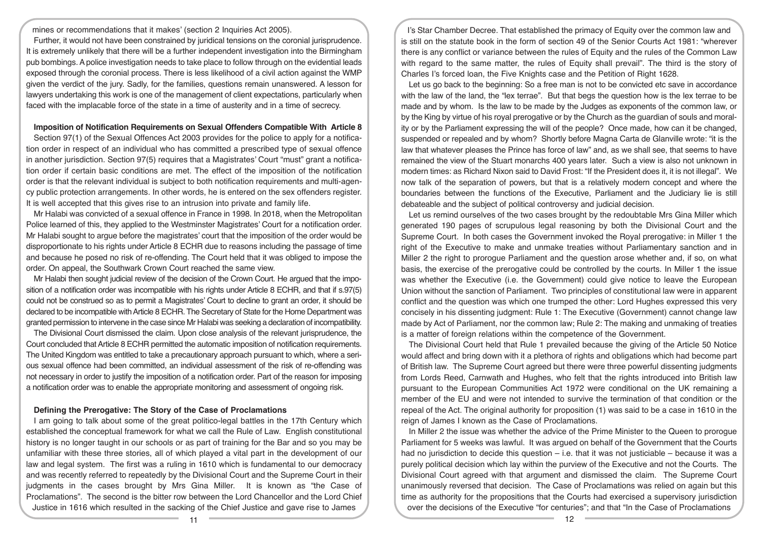mines or recommendations that it makes' (section 2 Inquiries Act 2005).

Further, it would not have been constrained by juridical tensions on the coronial jurisprudence. It is extremely unlikely that there will be a further independent investigation into the Birmingham pub bombings. A police investigation needs to take place to follow through on the evidential leads exposed through the coronial process. There is less likelihood of a civil action against the WMP given the verdict of the jury. Sadly, for the families, questions remain unanswered. A lesson for lawyers undertaking this work is one of the management of client expectations, particularly when faced with the implacable force of the state in a time of austerity and in a time of secrecy.

**Imposition of Notification Requirements on Sexual Offenders Compatible With Article 8**

Section 97(1) of the Sexual Offences Act 2003 provides for the police to apply for a notification order in respect of an individual who has committed a prescribed type of sexual offence in another jurisdiction. Section 97(5) requires that a Magistrates' Court "must" grant a notification order if certain basic conditions are met. The effect of the imposition of the notification order is that the relevant individual is subject to both notification requirements and multi-agency public protection arrangements. In other words, he is entered on the sex offenders register. It is well accepted that this gives rise to an intrusion into private and family life.

Mr Halabi was convicted of a sexual offence in France in 1998. In 2018, when the Metropolitan Police learned of this, they applied to the Westminster Magistrates' Court for a notification order. Mr Halabi sought to argue before the magistrates' court that the imposition of the order would be disproportionate to his rights under Article 8 ECHR due to reasons including the passage of time and because he posed no risk of re-offending. The Court held that it was obliged to impose the order. On appeal, the Southwark Crown Court reached the same view.

Mr Halabi then sought judicial review of the decision of the Crown Court. He argued that the imposition of a notification order was incompatible with his rights under Article 8 ECHR, and that if s.97(5) could not be construed so as to permit a Magistrates' Court to decline to grant an order, it should be declared to be incompatible with Article 8 ECHR. The Secretary of State for the Home Department was granted permission to intervene in the case since Mr Halabi was seeking a declaration of incompatibility.

The Divisional Court dismissed the claim. Upon close analysis of the relevant jurisprudence, the Court concluded that Article 8 ECHR permitted the automatic imposition of notification requirements. The United Kingdom was entitled to take a precautionary approach pursuant to which, where a serious sexual offence had been committed, an individual assessment of the risk of re-offending was not necessary in order to justify the imposition of a notification order. Part of the reason for imposing a notification order was to enable the appropriate monitoring and assessment of ongoing risk.

**Defining the Prerogative: The Story of the Case of Proclamations**

I am going to talk about some of the great politico-legal battles in the 17th Century which established the conceptual framework for what we call the Rule of Law. English constitutional history is no longer taught in our schools or as part of training for the Bar and so you may be unfamiliar with these three stories, all of which played a vital part in the development of our law and legal system. The first was a ruling in 1610 which is fundamental to our democracy and was recently referred to repeatedly by the Divisional Court and the Supreme Court in their judgments in the cases brought by Mrs Gina Miller. It is known as "the Case of Proclamations". The second is the bitter row between the Lord Chancellor and the Lord Chief Justice in 1616 which resulted in the sacking of the Chief Justice and gave rise to James I's Star Chamber Decree. That established the primacy of Equity over the common law and is still on the statute book in the form of section 49 of the Senior Courts Act 1981: "wherever there is any conflict or variance between the rules of Equity and the rules of the Common Law with regard to the same matter, the rules of Equity shall prevail". The third is the story of Charles I's forced loan, the Five Knights case and the Petition of Right 1628.

Let us go back to the beginning: So a free man is not to be convicted etc save in accordance with the law of the land, the "lex terrae". But that begs the question how is the lex terrae to be made and by whom. Is the law to be made by the Judges as exponents of the common law, or by the King by virtue of his royal prerogative or by the Church as the guardian of souls and morality or by the Parliament expressing the will of the people? Once made, how can it be changed, suspended or repealed and by whom? Shortly before Magna Carta de Glanville wrote: "it is the law that whatever pleases the Prince has force of law" and, as we shall see, that seems to have remained the view of the Stuart monarchs 400 years later. Such a view is also not unknown in modern times: as Richard Nixon said to David Frost: "If the President does it, it is not illegal". We now talk of the separation of powers, but that is a relatively modern concept and where the boundaries between the functions of the Executive, Parliament and the Judiciary lie is still debateable and the subject of political controversy and judicial decision.

Let us remind ourselves of the two cases brought by the redoubtable Mrs Gina Miller which generated 190 pages of scrupulous legal reasoning by both the Divisional Court and the Supreme Court. In both cases the Government invoked the Royal prerogative: in Miller 1 the right of the Executive to make and unmake treaties without Parliamentary sanction and in Miller 2 the right to prorogue Parliament and the question arose whether and, if so, on what basis, the exercise of the prerogative could be controlled by the courts. In Miller 1 the issue was whether the Executive (i.e. the Government) could give notice to leave the European Union without the sanction of Parliament. Two principles of constitutional law were in apparent conflict and the question was which one trumped the other: Lord Hughes expressed this very concisely in his dissenting judgment: Rule 1: The Executive (Government) cannot change law made by Act of Parliament, nor the common law; Rule 2: The making and unmaking of treaties is a matter of foreign relations within the competence of the Government.

The Divisional Court held that Rule 1 prevailed because the giving of the Article 50 Notice would affect and bring down with it a plethora of rights and obligations which had become part of British law. The Supreme Court agreed but there were three powerful dissenting judgments from Lords Reed, Carnwath and Hughes, who felt that the rights introduced into British law pursuant to the European Communities Act 1972 were conditional on the UK remaining a member of the EU and were not intended to survive the termination of that condition or the repeal of the Act. The original authority for proposition (1) was said to be a case in 1610 in the reign of James I known as the Case of Proclamations.

In Miller 2 the issue was whether the advice of the Prime Minister to the Queen to prorogue Parliament for 5 weeks was lawful. It was argued on behalf of the Government that the Courts had no jurisdiction to decide this question – i.e. that it was not justiciable – because it was a purely political decision which lay within the purview of the Executive and not the Courts. The Divisional Court agreed with that argument and dismissed the claim. The Supreme Court unanimously reversed that decision. The Case of Proclamations was relied on again but this time as authority for the propositions that the Courts had exercised a supervisory jurisdiction over the decisions of the Executive "for centuries"; and that "In the Case of Proclamations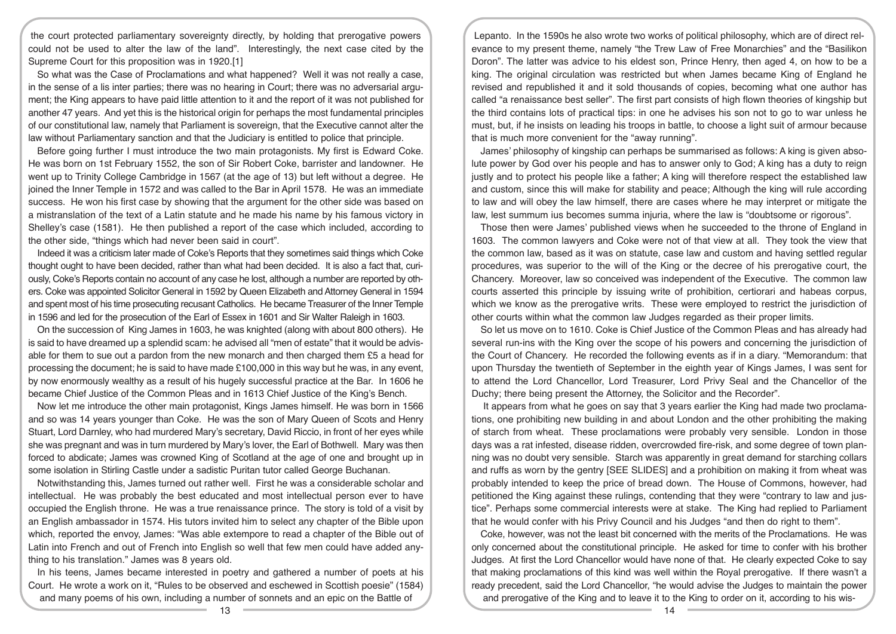the court protected parliamentary sovereignty directly, by holding that prerogative powers could not be used to alter the law of the land". Interestingly, the next case cited by the Supreme Court for this proposition was in 1920.[1]

So what was the Case of Proclamations and what happened? Well it was not really a case, in the sense of a lis inter parties; there was no hearing in Court; there was no adversarial argument; the King appears to have paid little attention to it and the report of it was not published for another 47 years. And yet this is the historical origin for perhaps the most fundamental principles of our constitutional law, namely that Parliament is sovereign, that the Executive cannot alter the law without Parliamentary sanction and that the Judiciary is entitled to police that principle.

Before going further I must introduce the two main protagonists. My first is Edward Coke. He was born on 1st February 1552, the son of Sir Robert Coke, barrister and landowner. He went up to Trinity College Cambridge in 1567 (at the age of 13) but left without a degree. He joined the Inner Temple in 1572 and was called to the Bar in April 1578. He was an immediate success. He won his first case by showing that the argument for the other side was based on a mistranslation of the text of a Latin statute and he made his name by his famous victory in Shelley's case (1581). He then published a report of the case which included, according to the other side, "things which had never been said in court".

Indeed it was a criticism later made of Coke's Reports that they sometimes said things which Coke thought ought to have been decided, rather than what had been decided. It is also a fact that, curiously, Coke's Reports contain no account of any case he lost, although a number are reported by others. Coke was appointed Solicitor General in 1592 by Queen Elizabeth and Attorney General in 1594 and spent most of his time prosecuting recusant Catholics. He became Treasurer of the Inner Temple in 1596 and led for the prosecution of the Earl of Essex in 1601 and Sir Walter Raleigh in 1603.

On the succession of King James in 1603, he was knighted (along with about 800 others). He is said to have dreamed up a splendid scam: he advised all "men of estate" that it would be advisable for them to sue out a pardon from the new monarch and then charged them £5 a head for processing the document; he is said to have made £100,000 in this way but he was, in any event, by now enormously wealthy as a result of his hugely successful practice at the Bar. In 1606 he became Chief Justice of the Common Pleas and in 1613 Chief Justice of the King's Bench.

Now let me introduce the other main protagonist, Kings James himself. He was born in 1566 and so was 14 years younger than Coke. He was the son of Mary Queen of Scots and Henry Stuart, Lord Darnley, who had murdered Mary's secretary, David Riccio, in front of her eyes while she was pregnant and was in turn murdered by Mary's lover, the Earl of Bothwell. Mary was then forced to abdicate; James was crowned King of Scotland at the age of one and brought up in some isolation in Stirling Castle under a sadistic Puritan tutor called George Buchanan.

Notwithstanding this, James turned out rather well. First he was a considerable scholar and intellectual. He was probably the best educated and most intellectual person ever to have occupied the English throne. He was a true renaissance prince. The story is told of a visit by an English ambassador in 1574. His tutors invited him to select any chapter of the Bible upon which, reported the envoy, James: "Was able extempore to read a chapter of the Bible out of Latin into French and out of French into English so well that few men could have added anything to his translation." James was 8 years old.

In his teens, James became interested in poetry and gathered a number of poets at his Court. He wrote a work on it, "Rules to be observed and eschewed in Scottish poesie" (1584) and many poems of his own, including a number of sonnets and an epic on the Battle of Lepanto. In the 1590s he also wrote two works of political philosophy, which are of direct relevance to my present theme, namely "the Trew Law of Free Monarchies" and the "Basilikon Doron". The latter was advice to his eldest son, Prince Henry, then aged 4, on how to be a king. The original circulation was restricted but when James became King of England he revised and republished it and it sold thousands of copies, becoming what one author has called "a renaissance best seller". The first part consists of high flown theories of kingship but the third contains lots of practical tips: in one he advises his son not to go to war unless he must, but, if he insists on leading his troops in battle, to choose a light suit of armour because that is much more convenient for the "away running".

James' philosophy of kingship can perhaps be summarised as follows: A king is given absolute power by God over his people and has to answer only to God; A king has a duty to reign justly and to protect his people like a father; A king will therefore respect the established law and custom, since this will make for stability and peace; Although the king will rule according to law and will obey the law himself, there are cases where he may interpret or mitigate the law, lest summum ius becomes summa injuria, where the law is "doubtsome or rigorous".

Those then were James' published views when he succeeded to the throne of England in 1603. The common lawyers and Coke were not of that view at all. They took the view that the common law, based as it was on statute, case law and custom and having settled regular procedures, was superior to the will of the King or the decree of his prerogative court, the Chancery. Moreover, law so conceived was independent of the Executive. The common law courts asserted this principle by issuing write of prohibition, certiorari and habeas corpus, which we know as the prerogative writs. These were employed to restrict the jurisdiction of other courts within what the common law Judges regarded as their proper limits.

So let us move on to 1610. Coke is Chief Justice of the Common Pleas and has already had several run-ins with the King over the scope of his powers and concerning the jurisdiction of the Court of Chancery. He recorded the following events as if in a diary. "Memorandum: that upon Thursday the twentieth of September in the eighth year of Kings James, I was sent for to attend the Lord Chancellor, Lord Treasurer, Lord Privy Seal and the Chancellor of the Duchy; there being present the Attorney, the Solicitor and the Recorder".

It appears from what he goes on say that 3 years earlier the King had made two proclamations, one prohibiting new building in and about London and the other prohibiting the making of starch from wheat. These proclamations were probably very sensible. London in those days was a rat infested, disease ridden, overcrowded fire-risk, and some degree of town planning was no doubt very sensible. Starch was apparently in great demand for starching collars and ruffs as worn by the gentry [SEE SLIDES] and a prohibition on making it from wheat was probably intended to keep the price of bread down. The House of Commons, however, had petitioned the King against these rulings, contending that they were "contrary to law and justice". Perhaps some commercial interests were at stake. The King had replied to Parliament that he would confer with his Privy Council and his Judges "and then do right to them".

Coke, however, was not the least bit concerned with the merits of the Proclamations. He was only concerned about the constitutional principle. He asked for time to confer with his brother Judges. At first the Lord Chancellor would have none of that. He clearly expected Coke to say that making proclamations of this kind was well within the Royal prerogative. If there wasn't a ready precedent, said the Lord Chancellor, "he would advise the Judges to maintain the power and prerogative of the King and to leave it to the King to order on it, according to his wis-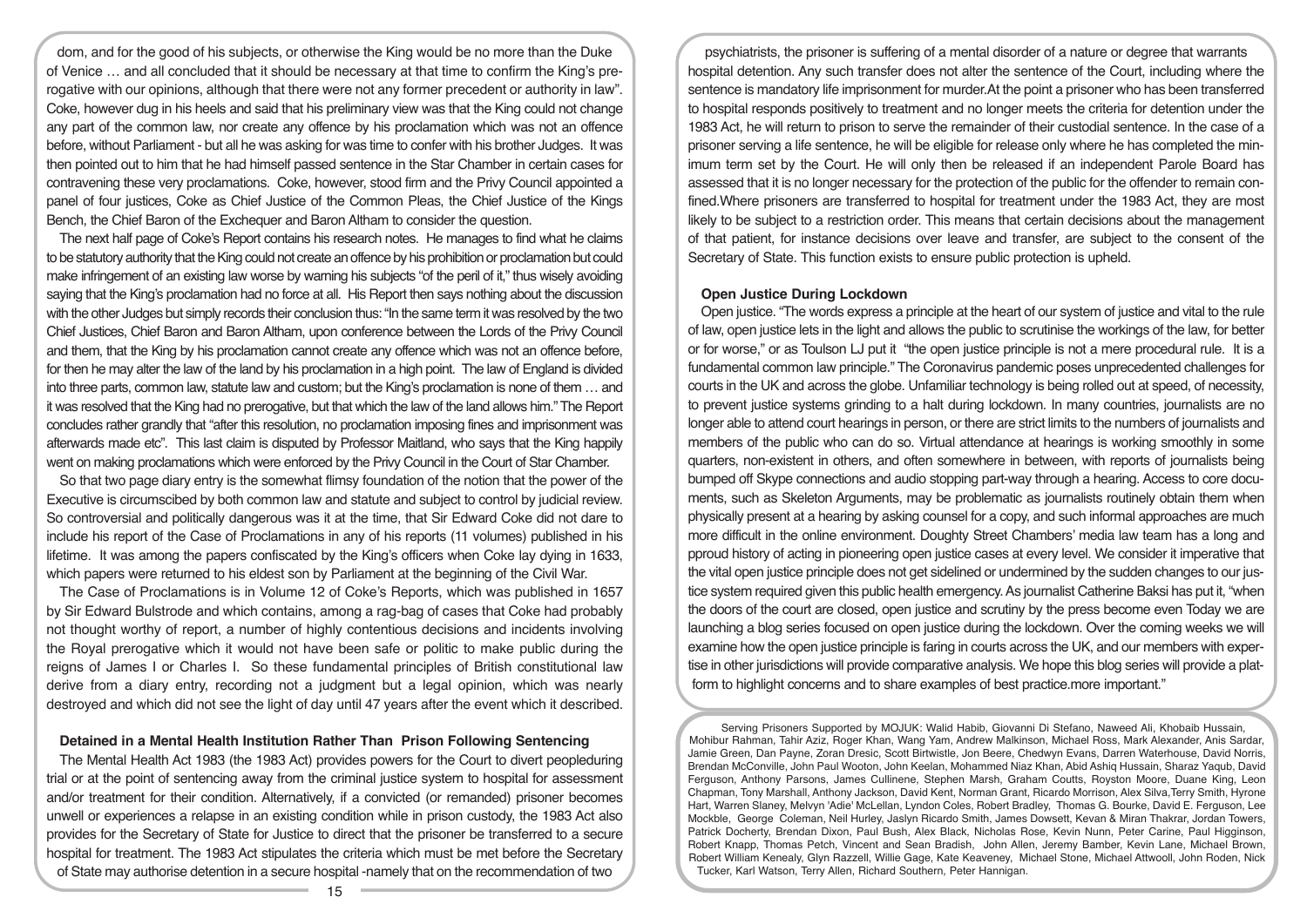dom, and for the good of his subjects, or otherwise the King would be no more than the Duke of Venice … and all concluded that it should be necessary at that time to confirm the King's prerogative with our opinions, although that there were not any former precedent or authority in law". Coke, however dug in his heels and said that his preliminary view was that the King could not change any part of the common law, nor create any offence by his proclamation which was not an offence before, without Parliament - but all he was asking for was time to confer with his brother Judges. It was then pointed out to him that he had himself passed sentence in the Star Chamber in certain cases for contravening these very proclamations. Coke, however, stood firm and the Privy Council appointed a panel of four justices, Coke as Chief Justice of the Common Pleas, the Chief Justice of the Kings Bench, the Chief Baron of the Exchequer and Baron Altham to consider the question.

The next half page of Coke's Report contains his research notes. He manages to find what he claims to be statutory authority that the King could not create an offence by his prohibition or proclamation but could make infringement of an existing law worse by warning his subjects "of the peril of it," thus wisely avoiding saying that the King's proclamation had no force at all. His Report then says nothing about the discussion with the other Judges but simply records their conclusion thus: "In the same term it was resolved by the two Chief Justices, Chief Baron and Baron Altham, upon conference between the Lords of the Privy Council and them, that the King by his proclamation cannot create any offence which was not an offence before, for then he may alter the law of the land by his proclamation in a high point. The law of England is divided into three parts, common law, statute law and custom; but the King's proclamation is none of them … and it was resolved that the King had no prerogative, but that which the law of the land allows him." The Report concludes rather grandly that "after this resolution, no proclamation imposing fines and imprisonment was afterwards made etc". This last claim is disputed by Professor Maitland, who says that the King happily went on making proclamations which were enforced by the Privy Council in the Court of Star Chamber.

So that two page diary entry is the somewhat flimsy foundation of the notion that the power of the Executive is circumscibed by both common law and statute and subject to control by judicial review. So controversial and politically dangerous was it at the time, that Sir Edward Coke did not dare to include his report of the Case of Proclamations in any of his reports (11 volumes) published in his lifetime. It was among the papers confiscated by the King's officers when Coke lay dying in 1633, which papers were returned to his eldest son by Parliament at the beginning of the Civil War.

The Case of Proclamations is in Volume 12 of Coke's Reports, which was published in 1657 by Sir Edward Bulstrode and which contains, among a rag-bag of cases that Coke had probably not thought worthy of report, a number of highly contentious decisions and incidents involving the Royal prerogative which it would not have been safe or politic to make public during the reigns of James I or Charles I. So these fundamental principles of British constitutional law derive from a diary entry, recording not a judgment but a legal opinion, which was nearly destroyed and which did not see the light of day until 47 years after the event which it described.

## Detained in a Mental Health Institution Rather Than Prison Following Sentencing

The Mental Health Act 1983 (the 1983 Act) provides powers for the Court to divert peopleduring trial or at the point of sentencing away from the criminal justice system to hospital for assessment and/or treatment for their condition. Alternatively, if a convicted (or remanded) prisoner becomes unwell or experiences a relapse in an existing condition while in prison custody, the 1983 Act also provides for the Secretary of State for Justice to direct that the prisoner be transferred to a secure hospital for treatment. The 1983 Act stipulates the criteria which must be met before the Secretary of State may authorise detention in a secure hospital -namely that on the recommendation of two psychiatrists, the prisoner is suffering of a mental disorder of a nature or degree that warrants hospital detention. Any such transfer does not alter the sentence of the Court, including where the sentence is mandatory life imprisonment for murder.At the point a prisoner who has been transferred to hospital responds positively to treatment and no longer meets the criteria for detention under the 1983 Act, he will return to prison to serve the remainder of their custodial sentence. In the case of a prisoner serving a life sentence, he will be eligible for release only where he has completed the minimum term set by the Court. He will only then be released if an independent Parole Board has assessed that it is no longer necessary for the protection of the public for the offender to remain confined.Where prisoners are transferred to hospital for treatment under the 1983 Act, they are most likely to be subject to a restriction order. This means that certain decisions about the management of that patient, for instance decisions over leave and transfer, are subject to the consent of the Secretary of State. This function exists to ensure public protection is upheld.

## Open Justice During Lockdown

Open justice. "The words express a principle at the heart of our system of justice and vital to the rule of law, open justice lets in the light and allows the public to scrutinise the workings of the law, for better or for worse," or as Toulson LJ put it "the open justice principle is not a mere procedural rule. It is a fundamental common law principle." The Coronavirus pandemic poses unprecedented challenges for courts in the UK and across the globe. Unfamiliar technology is being rolled out at speed, of necessity, to prevent justice systems grinding to a halt during lockdown. In many countries, journalists are no longer able to attend court hearings in person, or there are strict limits to the numbers of journalists and members of the public who can do so. Virtual attendance at hearings is working smoothly in some quarters, non-existent in others, and often somewhere in between, with reports of journalists being bumped off Skype connections and audio stopping part-way through a hearing. Access to core documents, such as Skeleton Arguments, may be problematic as journalists routinely obtain them when physically present at a hearing by asking counsel for a copy, and such informal approaches are much more difficult in the online environment. Doughty Street Chambers' media law team has a long and pproud history of acting in pioneering open justice cases at every level. We consider it imperative that the vital open justice principle does not get sidelined or undermined by the sudden changes to our justice system required given this public health emergency. As journalist Catherine Baksi has put it, "when the doors of the court are closed, open justice and scrutiny by the press become even Today we are launching a blog series focused on open justice during the lockdown. Over the coming weeks we will examine how the open justice principle is faring in courts across the UK, and our members with expertise in other jurisdictions will provide comparative analysis. We hope this blog series will provide a platform to highlight concerns and to share examples of best practice.more important."

Serving Prisoners Supported by MOJUK: Walid Habib, Giovanni Di Stefano, Naweed Ali, Khobaib Hussain, Mohibur Rahman, Tahir Aziz, Roger Khan, Wang Yam, Andrew Malkinson, Michael Ross, Mark Alexander, Anis Sardar, Jamie Green, Dan Payne, Zoran Dresic, Scott Birtwistle, Jon Beere, Chedwyn Evans, Darren Waterhouse, David Norris, Brendan McConville, John Paul Wooton, John Keenan, Mohammed Niaz Khan, Abid Ashiq Hussain, Sharaz Yaqub, David Ferguson, Anthony Parsons, James Cullinene, Stephen Marsh, Graham Coutts, Royston Moore, Duane King, Leon Chapman, Tony Marshall, Anthony Jackson, David Kent, Norman Grant, Ricardo Morrison, Alex Silva,Terry Smith, Hyrone Hart, Warren Slaney, Melvyn 'Adie' McLellan, Lyndon Coles, Robert Bradley, Thomas G. Bourke, David E. Ferguson, Lee Mockble, George Coleman, Neil Hurley, Jaslyn Ricardo Smith, James Dowsett, Kevan & Miran Thakrar, Jordan Towers, Patrick Docherty, Brendan Dixon, Paul Bush, Alex Black, Nicholas Rose, Kevin Nunn, Peter Carine, Paul Higginson, Robert Knapp, Thomas Petch, Vincent and Sean Bradish, John Allen, Jeremy Bamber, Kevin Lane, Michael Brown, Robert William Kenealy, Glyn Razzell, Willie Gage, Kate Keaveney, Michael Stone, Michael Attwooll, John Roden, Nick Tucker, Karl Watson, Terry Allen, Richard Southern, Peter Hannigan.